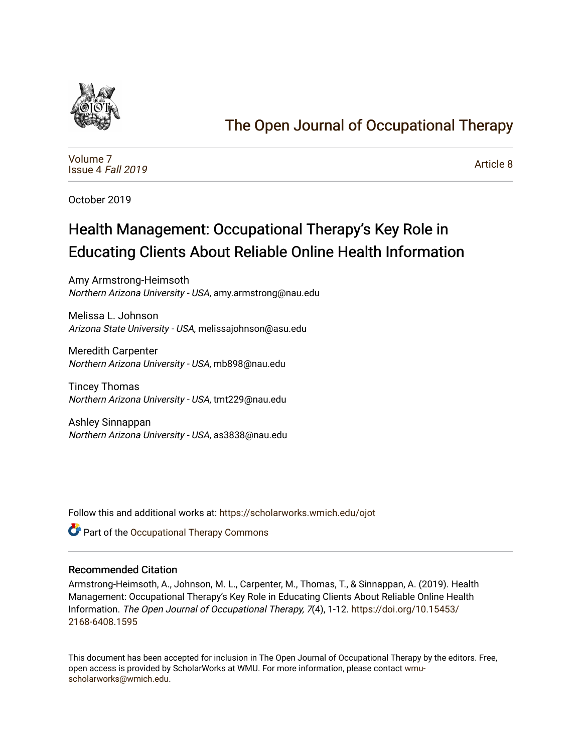# The Open Journal of Occupational Therapy

Volume 7
Issue 4 *Fall 2019*

Article 8

October 2019

# Health Management: Occupational Therapy's Key Role in Educating Clients About Reliable Online Health Information

Amy Armstrong-Heimsoth
*Northern Arizona University - USA*, amy.armstrong@nau.edu

Melissa L. Johnson
*Arizona State University - USA*, melissajohnson@asu.edu

Meredith Carpenter
*Northern Arizona University - USA*, mb898@nau.edu

Tincey Thomas
*Northern Arizona University - USA*, tmt229@nau.edu

Ashley Sinnappan
*Northern Arizona University - USA*, as3838@nau.edu

Follow this and additional works at: https://scholarworks.wmich.edu/ojot

Part of the Occupational Therapy Commons

## Recommended Citation

Armstrong-Heimsoth, A., Johnson, M. L., Carpenter, M., Thomas, T., & Sinnappan, A. (2019). Health Management: Occupational Therapy's Key Role in Educating Clients About Reliable Online Health Information. *The Open Journal of Occupational Therapy, 7*(4), 1-12. https://doi.org/10.15453/2168-6408.1595

This document has been accepted for inclusion in The Open Journal of Occupational Therapy by the editors. Free, open access is provided by ScholarWorks at WMU. For more information, please contact wmu-scholarworks@wmich.edu.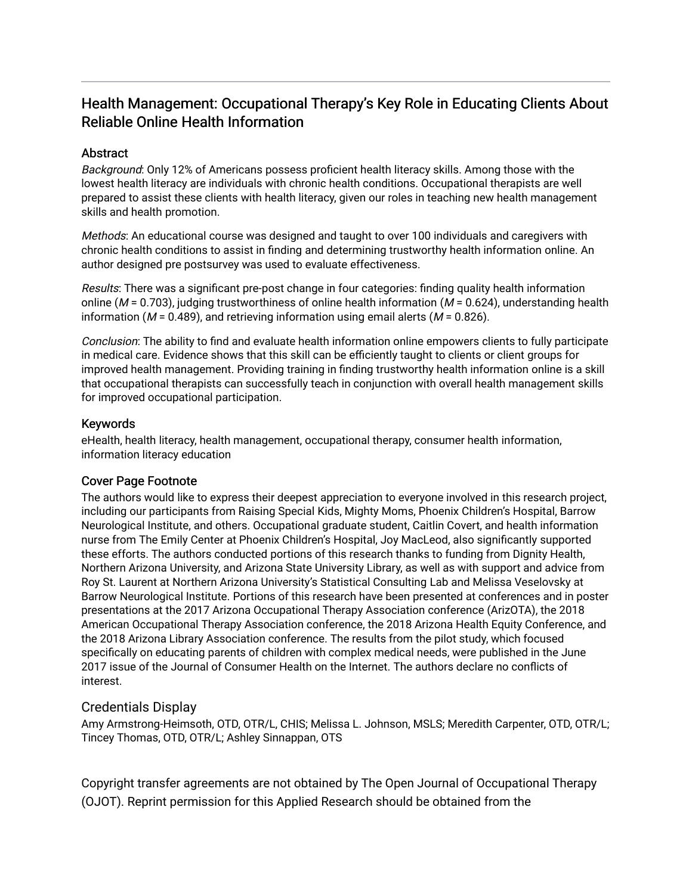# Health Management: Occupational Therapy's Key Role in Educating Clients About Reliable Online Health Information

## Abstract

*Background*: Only 12% of Americans possess proficient health literacy skills. Among those with the lowest health literacy are individuals with chronic health conditions. Occupational therapists are well prepared to assist these clients with health literacy, given our roles in teaching new health management skills and health promotion.

*Methods*: An educational course was designed and taught to over 100 individuals and caregivers with chronic health conditions to assist in finding and determining trustworthy health information online. An author designed pre postsurvey was used to evaluate effectiveness.

*Results*: There was a significant pre-post change in four categories: finding quality health information online ($M$ = 0.703), judging trustworthiness of online health information ($M$ = 0.624), understanding health information ($M$ = 0.489), and retrieving information using email alerts ($M$ = 0.826).

*Conclusion*: The ability to find and evaluate health information online empowers clients to fully participate in medical care. Evidence shows that this skill can be efficiently taught to clients or client groups for improved health management. Providing training in finding trustworthy health information online is a skill that occupational therapists can successfully teach in conjunction with overall health management skills for improved occupational participation.

## Keywords

eHealth, health literacy, health management, occupational therapy, consumer health information, information literacy education

## Cover Page Footnote

The authors would like to express their deepest appreciation to everyone involved in this research project, including our participants from Raising Special Kids, Mighty Moms, Phoenix Children's Hospital, Barrow Neurological Institute, and others. Occupational graduate student, Caitlin Covert, and health information nurse from The Emily Center at Phoenix Children's Hospital, Joy MacLeod, also significantly supported these efforts. The authors conducted portions of this research thanks to funding from Dignity Health, Northern Arizona University, and Arizona State University Library, as well as with support and advice from Roy St. Laurent at Northern Arizona University's Statistical Consulting Lab and Melissa Veselovsky at Barrow Neurological Institute. Portions of this research have been presented at conferences and in poster presentations at the 2017 Arizona Occupational Therapy Association conference (ArizOTA), the 2018 American Occupational Therapy Association conference, the 2018 Arizona Health Equity Conference, and the 2018 Arizona Library Association conference. The results from the pilot study, which focused specifically on educating parents of children with complex medical needs, were published in the June 2017 issue of the Journal of Consumer Health on the Internet. The authors declare no conflicts of interest.

## Credentials Display

Amy Armstrong-Heimsoth, OTD, OTR/L, CHIS; Melissa L. Johnson, MSLS; Meredith Carpenter, OTD, OTR/L; Tincey Thomas, OTD, OTR/L; Ashley Sinnappan, OTS

Copyright transfer agreements are not obtained by The Open Journal of Occupational Therapy (OJOT). Reprint permission for this Applied Research should be obtained from the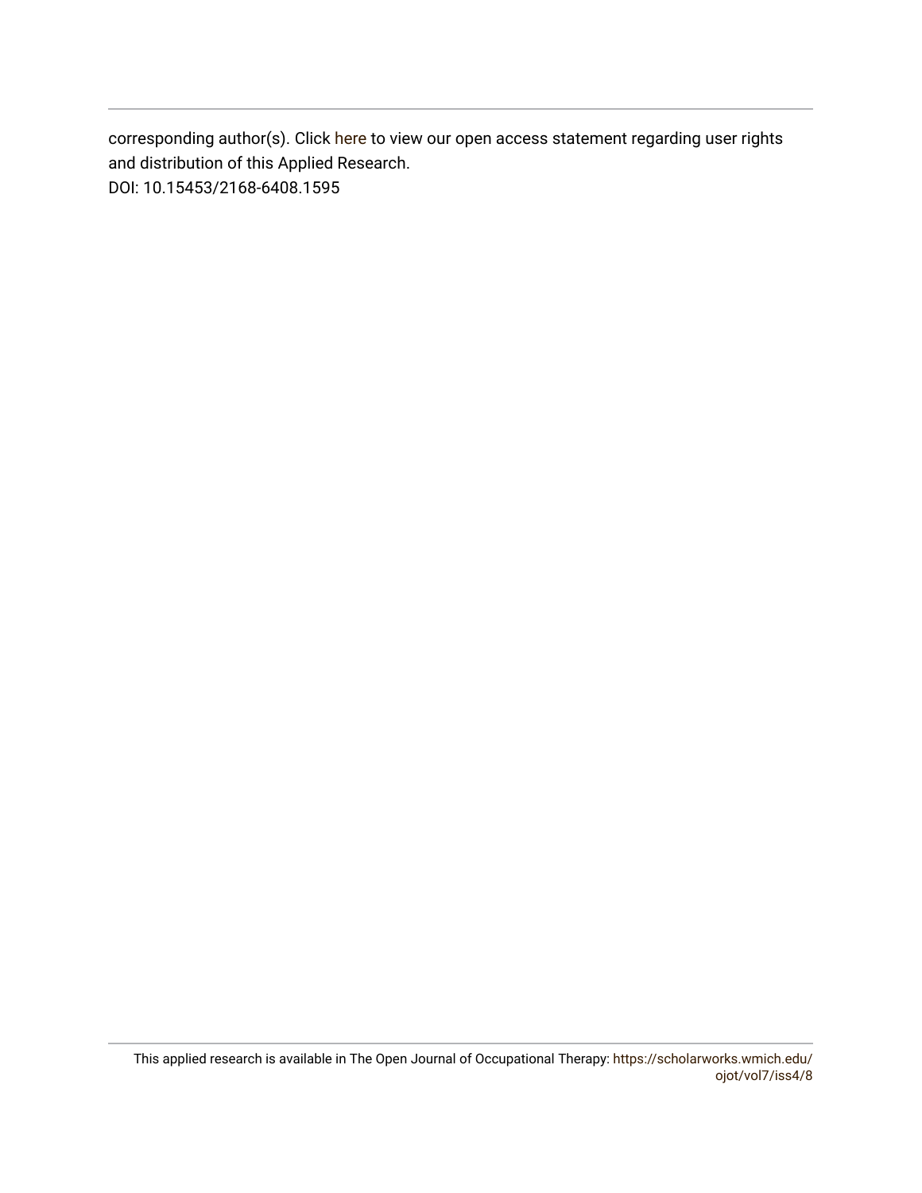corresponding author(s). Click here to view our open access statement regarding user rights and distribution of this Applied Research.
DOI: 10.15453/2168-6408.1595

This applied research is available in The Open Journal of Occupational Therapy: https://scholarworks.wmich.edu/ojot/vol7/iss4/8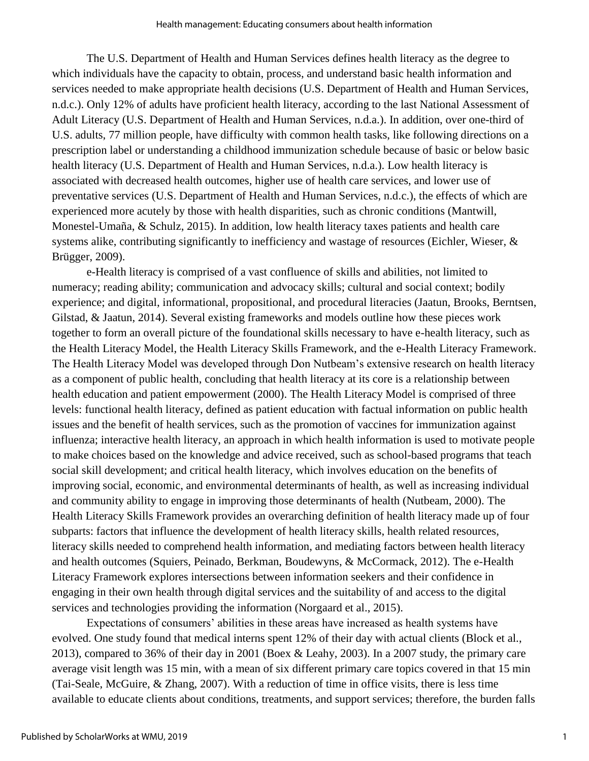The U.S. Department of Health and Human Services defines health literacy as the degree to which individuals have the capacity to obtain, process, and understand basic health information and services needed to make appropriate health decisions (U.S. Department of Health and Human Services, n.d.c.). Only 12% of adults have proficient health literacy, according to the last National Assessment of Adult Literacy (U.S. Department of Health and Human Services, n.d.a.). In addition, over one-third of U.S. adults, 77 million people, have difficulty with common health tasks, like following directions on a prescription label or understanding a childhood immunization schedule because of basic or below basic health literacy (U.S. Department of Health and Human Services, n.d.a.). Low health literacy is associated with decreased health outcomes, higher use of health care services, and lower use of preventative services (U.S. Department of Health and Human Services, n.d.c.), the effects of which are experienced more acutely by those with health disparities, such as chronic conditions (Mantwill, Monestel-Umaña, & Schulz, 2015). In addition, low health literacy taxes patients and health care systems alike, contributing significantly to inefficiency and wastage of resources (Eichler, Wieser, & Brügger, 2009).

e-Health literacy is comprised of a vast confluence of skills and abilities, not limited to numeracy; reading ability; communication and advocacy skills; cultural and social context; bodily experience; and digital, informational, propositional, and procedural literacies (Jaatun, Brooks, Berntsen, Gilstad, & Jaatun, 2014). Several existing frameworks and models outline how these pieces work together to form an overall picture of the foundational skills necessary to have e-health literacy, such as the Health Literacy Model, the Health Literacy Skills Framework, and the e-Health Literacy Framework. The Health Literacy Model was developed through Don Nutbeam's extensive research on health literacy as a component of public health, concluding that health literacy at its core is a relationship between health education and patient empowerment (2000). The Health Literacy Model is comprised of three levels: functional health literacy, defined as patient education with factual information on public health issues and the benefit of health services, such as the promotion of vaccines for immunization against influenza; interactive health literacy, an approach in which health information is used to motivate people to make choices based on the knowledge and advice received, such as school-based programs that teach social skill development; and critical health literacy, which involves education on the benefits of improving social, economic, and environmental determinants of health, as well as increasing individual and community ability to engage in improving those determinants of health (Nutbeam, 2000). The Health Literacy Skills Framework provides an overarching definition of health literacy made up of four subparts: factors that influence the development of health literacy skills, health related resources, literacy skills needed to comprehend health information, and mediating factors between health literacy and health outcomes (Squiers, Peinado, Berkman, Boudewyns, & McCormack, 2012). The e-Health Literacy Framework explores intersections between information seekers and their confidence in engaging in their own health through digital services and the suitability of and access to the digital services and technologies providing the information (Norgaard et al., 2015).

Expectations of consumers' abilities in these areas have increased as health systems have evolved. One study found that medical interns spent 12% of their day with actual clients (Block et al., 2013), compared to 36% of their day in 2001 (Boex & Leahy, 2003). In a 2007 study, the primary care average visit length was 15 min, with a mean of six different primary care topics covered in that 15 min (Tai-Seale, McGuire, & Zhang, 2007). With a reduction of time in office visits, there is less time available to educate clients about conditions, treatments, and support services; therefore, the burden falls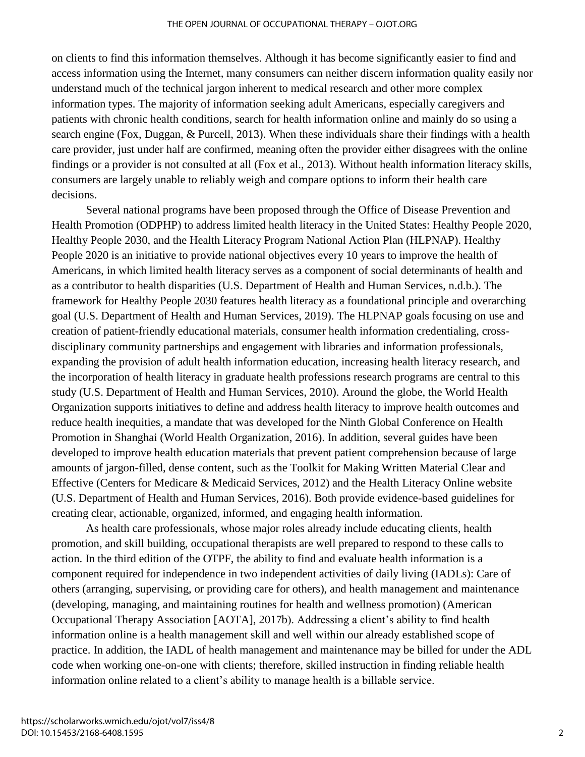on clients to find this information themselves. Although it has become significantly easier to find and access information using the Internet, many consumers can neither discern information quality easily nor understand much of the technical jargon inherent to medical research and other more complex information types. The majority of information seeking adult Americans, especially caregivers and patients with chronic health conditions, search for health information online and mainly do so using a search engine (Fox, Duggan, & Purcell, 2013). When these individuals share their findings with a health care provider, just under half are confirmed, meaning often the provider either disagrees with the online findings or a provider is not consulted at all (Fox et al., 2013). Without health information literacy skills, consumers are largely unable to reliably weigh and compare options to inform their health care decisions.

Several national programs have been proposed through the Office of Disease Prevention and Health Promotion (ODPHP) to address limited health literacy in the United States: Healthy People 2020, Healthy People 2030, and the Health Literacy Program National Action Plan (HLPNAP). Healthy People 2020 is an initiative to provide national objectives every 10 years to improve the health of Americans, in which limited health literacy serves as a component of social determinants of health and as a contributor to health disparities (U.S. Department of Health and Human Services, n.d.b.). The framework for Healthy People 2030 features health literacy as a foundational principle and overarching goal (U.S. Department of Health and Human Services, 2019). The HLPNAP goals focusing on use and creation of patient-friendly educational materials, consumer health information credentialing, cross-disciplinary community partnerships and engagement with libraries and information professionals, expanding the provision of adult health information education, increasing health literacy research, and the incorporation of health literacy in graduate health professions research programs are central to this study (U.S. Department of Health and Human Services, 2010). Around the globe, the World Health Organization supports initiatives to define and address health literacy to improve health outcomes and reduce health inequities, a mandate that was developed for the Ninth Global Conference on Health Promotion in Shanghai (World Health Organization, 2016). In addition, several guides have been developed to improve health education materials that prevent patient comprehension because of large amounts of jargon-filled, dense content, such as the Toolkit for Making Written Material Clear and Effective (Centers for Medicare & Medicaid Services, 2012) and the Health Literacy Online website (U.S. Department of Health and Human Services, 2016). Both provide evidence-based guidelines for creating clear, actionable, organized, informed, and engaging health information.

As health care professionals, whose major roles already include educating clients, health promotion, and skill building, occupational therapists are well prepared to respond to these calls to action. In the third edition of the OTPF, the ability to find and evaluate health information is a component required for independence in two independent activities of daily living (IADLs): Care of others (arranging, supervising, or providing care for others), and health management and maintenance (developing, managing, and maintaining routines for health and wellness promotion) (American Occupational Therapy Association [AOTA], 2017b). Addressing a client's ability to find health information online is a health management skill and well within our already established scope of practice. In addition, the IADL of health management and maintenance may be billed for under the ADL code when working one-on-one with clients; therefore, skilled instruction in finding reliable health information online related to a client's ability to manage health is a billable service.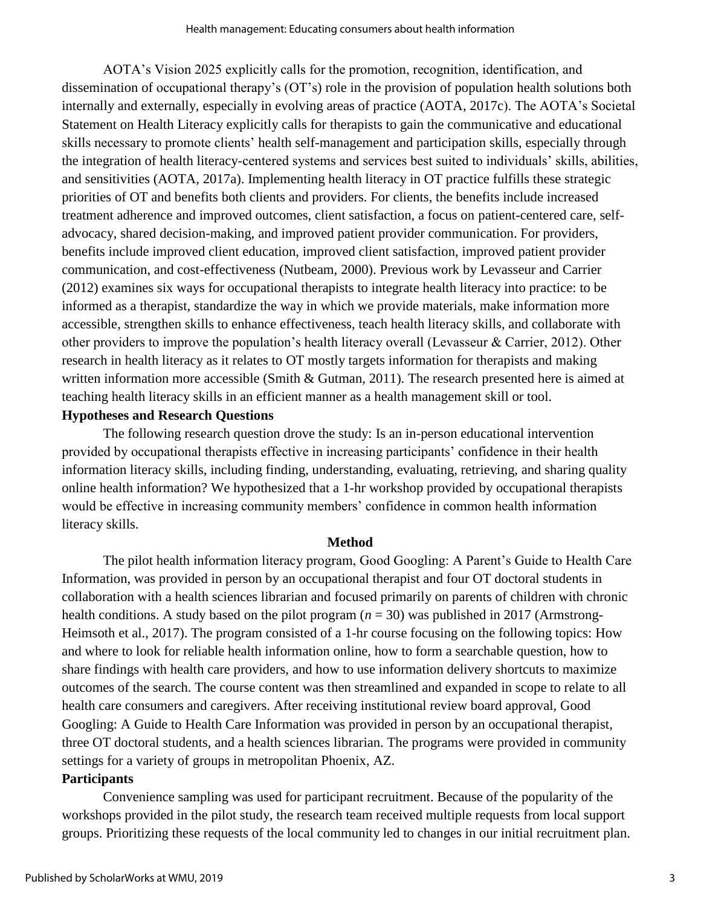AOTA's Vision 2025 explicitly calls for the promotion, recognition, identification, and dissemination of occupational therapy's (OT's) role in the provision of population health solutions both internally and externally, especially in evolving areas of practice (AOTA, 2017c). The AOTA's Societal Statement on Health Literacy explicitly calls for therapists to gain the communicative and educational skills necessary to promote clients' health self-management and participation skills, especially through the integration of health literacy-centered systems and services best suited to individuals' skills, abilities, and sensitivities (AOTA, 2017a). Implementing health literacy in OT practice fulfills these strategic priorities of OT and benefits both clients and providers. For clients, the benefits include increased treatment adherence and improved outcomes, client satisfaction, a focus on patient-centered care, self-advocacy, shared decision-making, and improved patient provider communication. For providers, benefits include improved client education, improved client satisfaction, improved patient provider communication, and cost-effectiveness (Nutbeam, 2000). Previous work by Levasseur and Carrier (2012) examines six ways for occupational therapists to integrate health literacy into practice: to be informed as a therapist, standardize the way in which we provide materials, make information more accessible, strengthen skills to enhance effectiveness, teach health literacy skills, and collaborate with other providers to improve the population's health literacy overall (Levasseur & Carrier, 2012). Other research in health literacy as it relates to OT mostly targets information for therapists and making written information more accessible (Smith & Gutman, 2011). The research presented here is aimed at teaching health literacy skills in an efficient manner as a health management skill or tool.

### Hypotheses and Research Questions

The following research question drove the study: Is an in-person educational intervention provided by occupational therapists effective in increasing participants' confidence in their health information literacy skills, including finding, understanding, evaluating, retrieving, and sharing quality online health information? We hypothesized that a 1-hr workshop provided by occupational therapists would be effective in increasing community members' confidence in common health information literacy skills.

## Method

The pilot health information literacy program, Good Googling: A Parent's Guide to Health Care Information, was provided in person by an occupational therapist and four OT doctoral students in collaboration with a health sciences librarian and focused primarily on parents of children with chronic health conditions. A study based on the pilot program (*n* = 30) was published in 2017 (Armstrong-Heimsoth et al., 2017). The program consisted of a 1-hr course focusing on the following topics: How and where to look for reliable health information online, how to form a searchable question, how to share findings with health care providers, and how to use information delivery shortcuts to maximize outcomes of the search. The course content was then streamlined and expanded in scope to relate to all health care consumers and caregivers. After receiving institutional review board approval, Good Googling: A Guide to Health Care Information was provided in person by an occupational therapist, three OT doctoral students, and a health sciences librarian. The programs were provided in community settings for a variety of groups in metropolitan Phoenix, AZ.

### Participants

Convenience sampling was used for participant recruitment. Because of the popularity of the workshops provided in the pilot study, the research team received multiple requests from local support groups. Prioritizing these requests of the local community led to changes in our initial recruitment plan.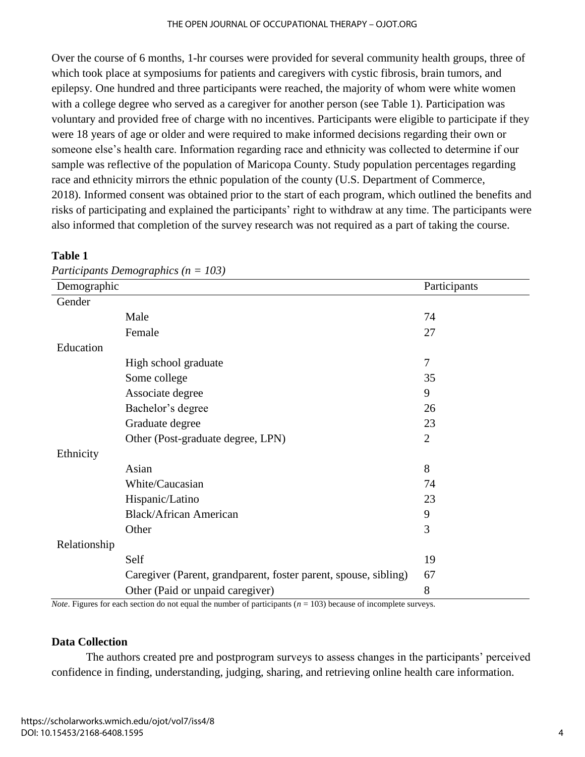Over the course of 6 months, 1-hr courses were provided for several community health groups, three of which took place at symposiums for patients and caregivers with cystic fibrosis, brain tumors, and epilepsy. One hundred and three participants were reached, the majority of whom were white women with a college degree who served as a caregiver for another person (see Table 1). Participation was voluntary and provided free of charge with no incentives. Participants were eligible to participate if they were 18 years of age or older and were required to make informed decisions regarding their own or someone else's health care. Information regarding race and ethnicity was collected to determine if our sample was reflective of the population of Maricopa County. Study population percentages regarding race and ethnicity mirrors the ethnic population of the county (U.S. Department of Commerce, 2018). Informed consent was obtained prior to the start of each program, which outlined the benefits and risks of participating and explained the participants' right to withdraw at any time. The participants were also informed that completion of the survey research was not required as a part of taking the course.

**Table 1**

*Participants Demographics (n = 103)*

| Demographic | | Participants |
|---|---|---|
| Gender | | |
| | Male | 74 |
| | Female | 27 |
| Education | | |
| | High school graduate | 7 |
| | Some college | 35 |
| | Associate degree | 9 |
| | Bachelor's degree | 26 |
| | Graduate degree | 23 |
| | Other (Post-graduate degree, LPN) | 2 |
| Ethnicity | | |
| | Asian | 8 |
| | White/Caucasian | 74 |
| | Hispanic/Latino | 23 |
| | Black/African American | 9 |
| | Other | 3 |
| Relationship | | |
| | Self | 19 |
| | Caregiver (Parent, grandparent, foster parent, spouse, sibling) | 67 |
| | Other (Paid or unpaid caregiver) | 8 |

*Note*. Figures for each section do not equal the number of participants ($n$ = 103) because of incomplete surveys.

## Data Collection

The authors created pre and postprogram surveys to assess changes in the participants' perceived confidence in finding, understanding, judging, sharing, and retrieving online health care information.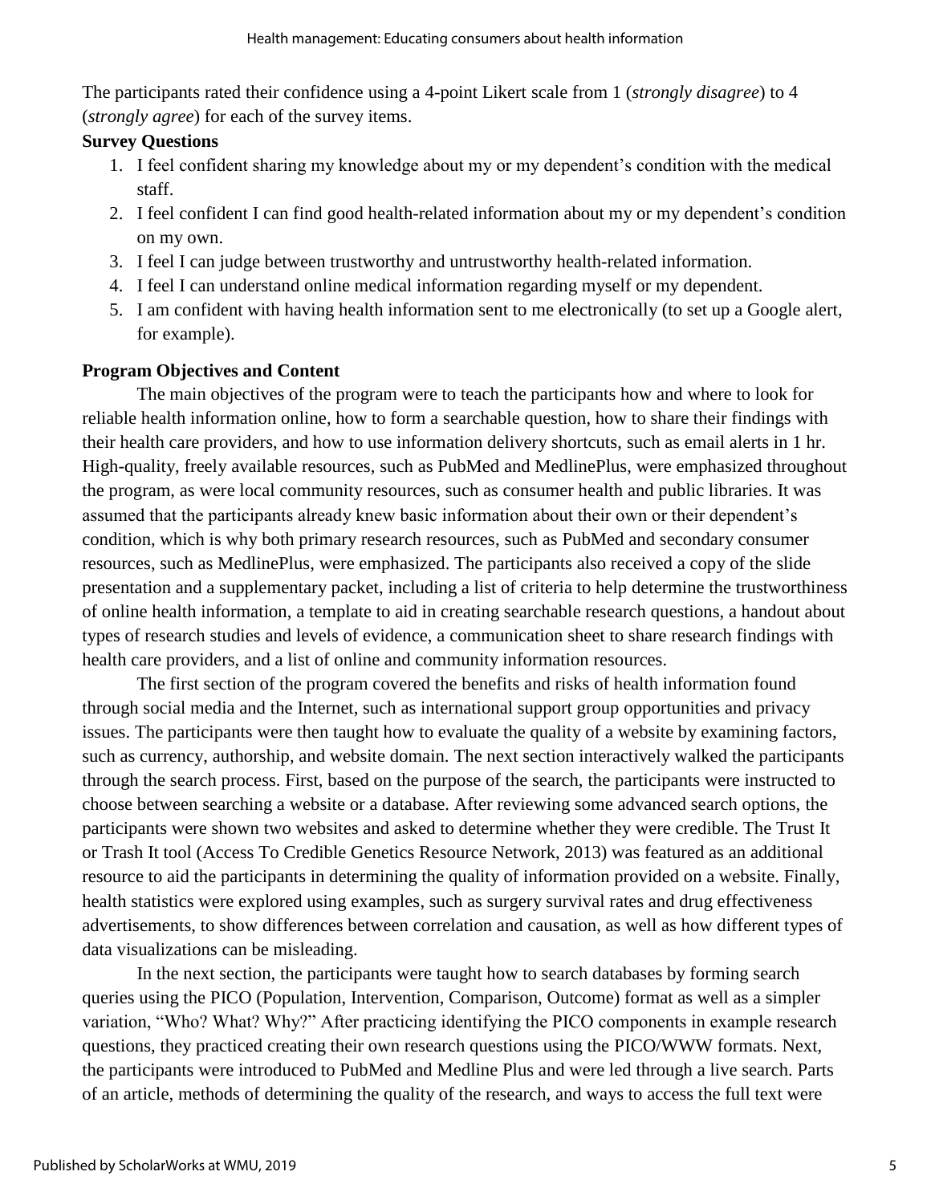The participants rated their confidence using a 4-point Likert scale from 1 (*strongly disagree*) to 4 (*strongly agree*) for each of the survey items.

**Survey Questions**

1. I feel confident sharing my knowledge about my or my dependent's condition with the medical staff.
2. I feel confident I can find good health-related information about my or my dependent's condition on my own.
3. I feel I can judge between trustworthy and untrustworthy health-related information.
4. I feel I can understand online medical information regarding myself or my dependent.
5. I am confident with having health information sent to me electronically (to set up a Google alert, for example).

**Program Objectives and Content**

The main objectives of the program were to teach the participants how and where to look for reliable health information online, how to form a searchable question, how to share their findings with their health care providers, and how to use information delivery shortcuts, such as email alerts in 1 hr. High-quality, freely available resources, such as PubMed and MedlinePlus, were emphasized throughout the program, as were local community resources, such as consumer health and public libraries. It was assumed that the participants already knew basic information about their own or their dependent's condition, which is why both primary research resources, such as PubMed and secondary consumer resources, such as MedlinePlus, were emphasized. The participants also received a copy of the slide presentation and a supplementary packet, including a list of criteria to help determine the trustworthiness of online health information, a template to aid in creating searchable research questions, a handout about types of research studies and levels of evidence, a communication sheet to share research findings with health care providers, and a list of online and community information resources.

The first section of the program covered the benefits and risks of health information found through social media and the Internet, such as international support group opportunities and privacy issues. The participants were then taught how to evaluate the quality of a website by examining factors, such as currency, authorship, and website domain. The next section interactively walked the participants through the search process. First, based on the purpose of the search, the participants were instructed to choose between searching a website or a database. After reviewing some advanced search options, the participants were shown two websites and asked to determine whether they were credible. The Trust It or Trash It tool (Access To Credible Genetics Resource Network, 2013) was featured as an additional resource to aid the participants in determining the quality of information provided on a website. Finally, health statistics were explored using examples, such as surgery survival rates and drug effectiveness advertisements, to show differences between correlation and causation, as well as how different types of data visualizations can be misleading.

In the next section, the participants were taught how to search databases by forming search queries using the PICO (Population, Intervention, Comparison, Outcome) format as well as a simpler variation, "Who? What? Why?" After practicing identifying the PICO components in example research questions, they practiced creating their own research questions using the PICO/WWW formats. Next, the participants were introduced to PubMed and Medline Plus and were led through a live search. Parts of an article, methods of determining the quality of the research, and ways to access the full text were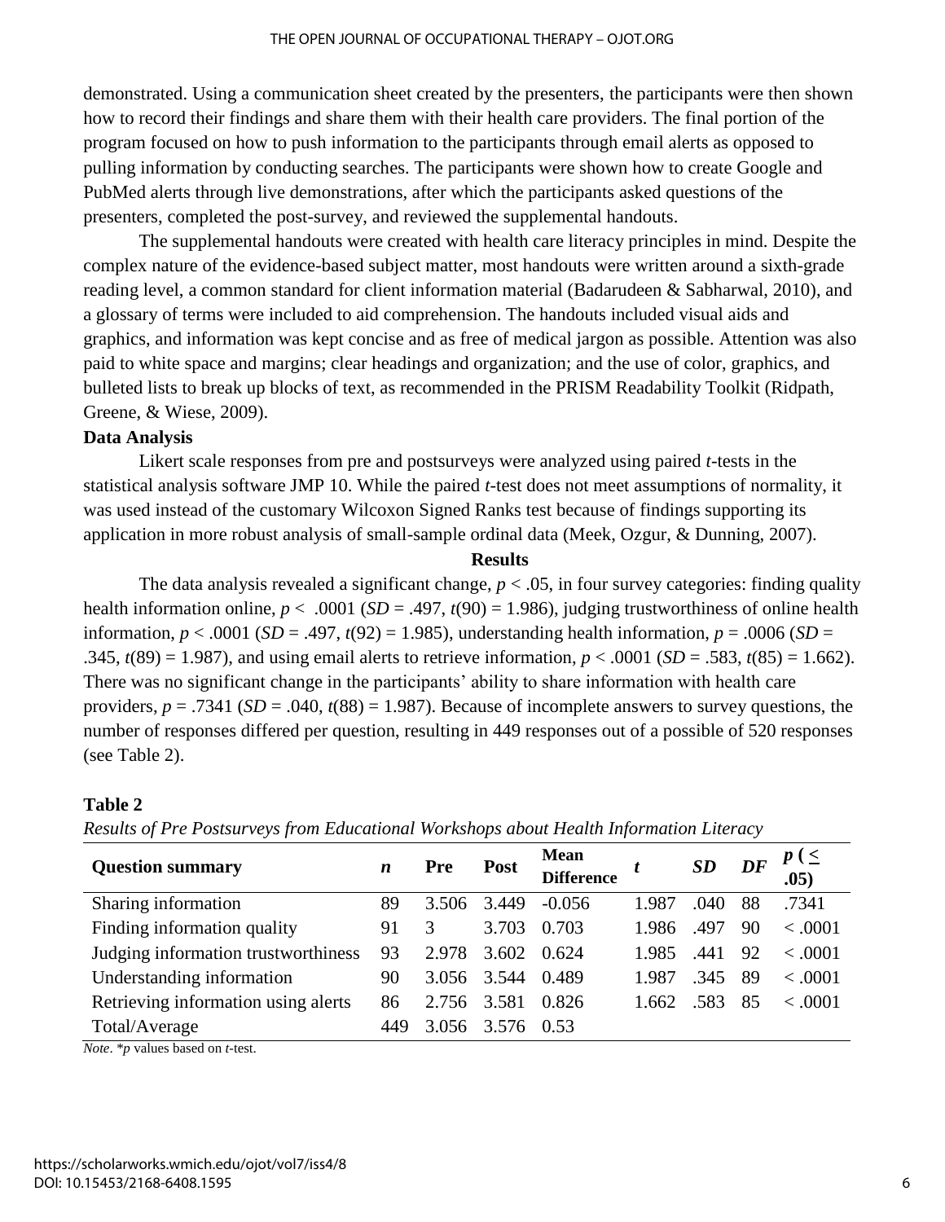demonstrated. Using a communication sheet created by the presenters, the participants were then shown how to record their findings and share them with their health care providers. The final portion of the program focused on how to push information to the participants through email alerts as opposed to pulling information by conducting searches. The participants were shown how to create Google and PubMed alerts through live demonstrations, after which the participants asked questions of the presenters, completed the post-survey, and reviewed the supplemental handouts.

The supplemental handouts were created with health care literacy principles in mind. Despite the complex nature of the evidence-based subject matter, most handouts were written around a sixth-grade reading level, a common standard for client information material (Badarudeen & Sabharwal, 2010), and a glossary of terms were included to aid comprehension. The handouts included visual aids and graphics, and information was kept concise and as free of medical jargon as possible. Attention was also paid to white space and margins; clear headings and organization; and the use of color, graphics, and bulleted lists to break up blocks of text, as recommended in the PRISM Readability Toolkit (Ridpath, Greene, & Wiese, 2009).

**Data Analysis**

Likert scale responses from pre and postsurveys were analyzed using paired *t*-tests in the statistical analysis software JMP 10. While the paired *t*-test does not meet assumptions of normality, it was used instead of the customary Wilcoxon Signed Ranks test because of findings supporting its application in more robust analysis of small-sample ordinal data (Meek, Ozgur, & Dunning, 2007).

## Results

The data analysis revealed a significant change, $p < .05$, in four survey categories: finding quality health information online, $p < .0001$ ($SD = .497$, $t(90) = 1.986$), judging trustworthiness of online health information, $p < .0001$ ($SD = .497$, $t(92) = 1.985$), understanding health information, $p = .0006$ ($SD = .345$, $t(89) = 1.987$), and using email alerts to retrieve information, $p < .0001$ ($SD = .583$, $t(85) = 1.662$). There was no significant change in the participants' ability to share information with health care providers, $p = .7341$ ($SD = .040$, $t(88) = 1.987$). Because of incomplete answers to survey questions, the number of responses differed per question, resulting in 449 responses out of a possible of 520 responses (see Table 2).

**Table 2**

*Results of Pre Postsurveys from Educational Workshops about Health Information Literacy*

| Question summary | *n* | Pre | Post | Mean Difference | *t* | *SD* | *DF* | *p* ($\leq$ .05) |
|---|---|---|---|---|---|---|---|---|
| Sharing information | 89 | 3.506 | 3.449 | -0.056 | 1.987 | .040 | 88 | .7341 |
| Finding information quality | 91 | 3 | 3.703 | 0.703 | 1.986 | .497 | 90 | < .0001 |
| Judging information trustworthiness | 93 | 2.978 | 3.602 | 0.624 | 1.985 | .441 | 92 | < .0001 |
| Understanding information | 90 | 3.056 | 3.544 | 0.489 | 1.987 | .345 | 89 | < .0001 |
| Retrieving information using alerts | 86 | 2.756 | 3.581 | 0.826 | 1.662 | .583 | 85 | < .0001 |
| Total/Average | 449 | 3.056 | 3.576 | 0.53 | | | | |

*Note*. \**p* values based on *t*-test.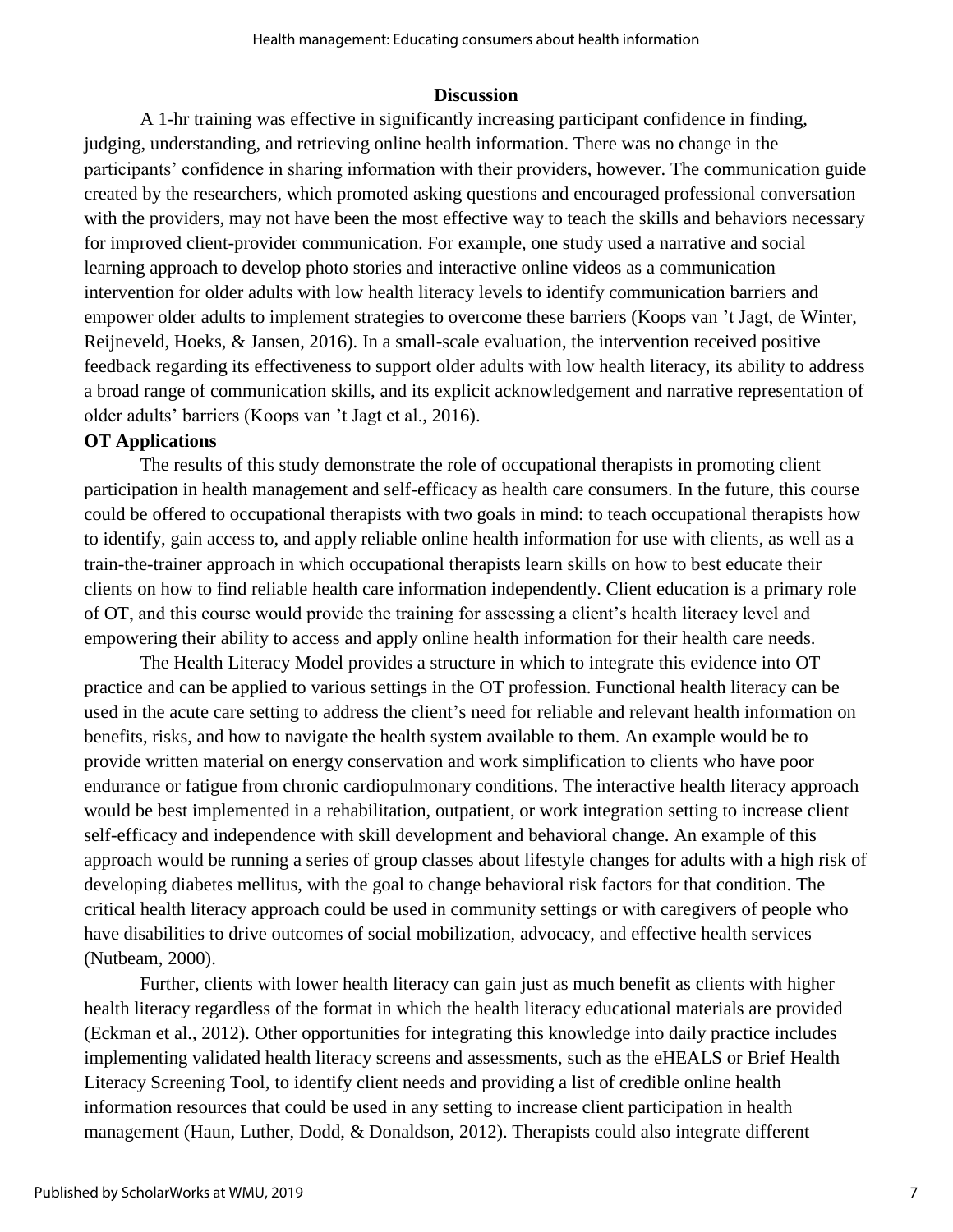## Discussion

A 1-hr training was effective in significantly increasing participant confidence in finding, judging, understanding, and retrieving online health information. There was no change in the participants' confidence in sharing information with their providers, however. The communication guide created by the researchers, which promoted asking questions and encouraged professional conversation with the providers, may not have been the most effective way to teach the skills and behaviors necessary for improved client-provider communication. For example, one study used a narrative and social learning approach to develop photo stories and interactive online videos as a communication intervention for older adults with low health literacy levels to identify communication barriers and empower older adults to implement strategies to overcome these barriers (Koops van 't Jagt, de Winter, Reijneveld, Hoeks, & Jansen, 2016). In a small-scale evaluation, the intervention received positive feedback regarding its effectiveness to support older adults with low health literacy, its ability to address a broad range of communication skills, and its explicit acknowledgement and narrative representation of older adults' barriers (Koops van 't Jagt et al., 2016).

### OT Applications

The results of this study demonstrate the role of occupational therapists in promoting client participation in health management and self-efficacy as health care consumers. In the future, this course could be offered to occupational therapists with two goals in mind: to teach occupational therapists how to identify, gain access to, and apply reliable online health information for use with clients, as well as a train-the-trainer approach in which occupational therapists learn skills on how to best educate their clients on how to find reliable health care information independently. Client education is a primary role of OT, and this course would provide the training for assessing a client's health literacy level and empowering their ability to access and apply online health information for their health care needs.

The Health Literacy Model provides a structure in which to integrate this evidence into OT practice and can be applied to various settings in the OT profession. Functional health literacy can be used in the acute care setting to address the client's need for reliable and relevant health information on benefits, risks, and how to navigate the health system available to them. An example would be to provide written material on energy conservation and work simplification to clients who have poor endurance or fatigue from chronic cardiopulmonary conditions. The interactive health literacy approach would be best implemented in a rehabilitation, outpatient, or work integration setting to increase client self-efficacy and independence with skill development and behavioral change. An example of this approach would be running a series of group classes about lifestyle changes for adults with a high risk of developing diabetes mellitus, with the goal to change behavioral risk factors for that condition. The critical health literacy approach could be used in community settings or with caregivers of people who have disabilities to drive outcomes of social mobilization, advocacy, and effective health services (Nutbeam, 2000).

Further, clients with lower health literacy can gain just as much benefit as clients with higher health literacy regardless of the format in which the health literacy educational materials are provided (Eckman et al., 2012). Other opportunities for integrating this knowledge into daily practice includes implementing validated health literacy screens and assessments, such as the eHEALS or Brief Health Literacy Screening Tool, to identify client needs and providing a list of credible online health information resources that could be used in any setting to increase client participation in health management (Haun, Luther, Dodd, & Donaldson, 2012). Therapists could also integrate different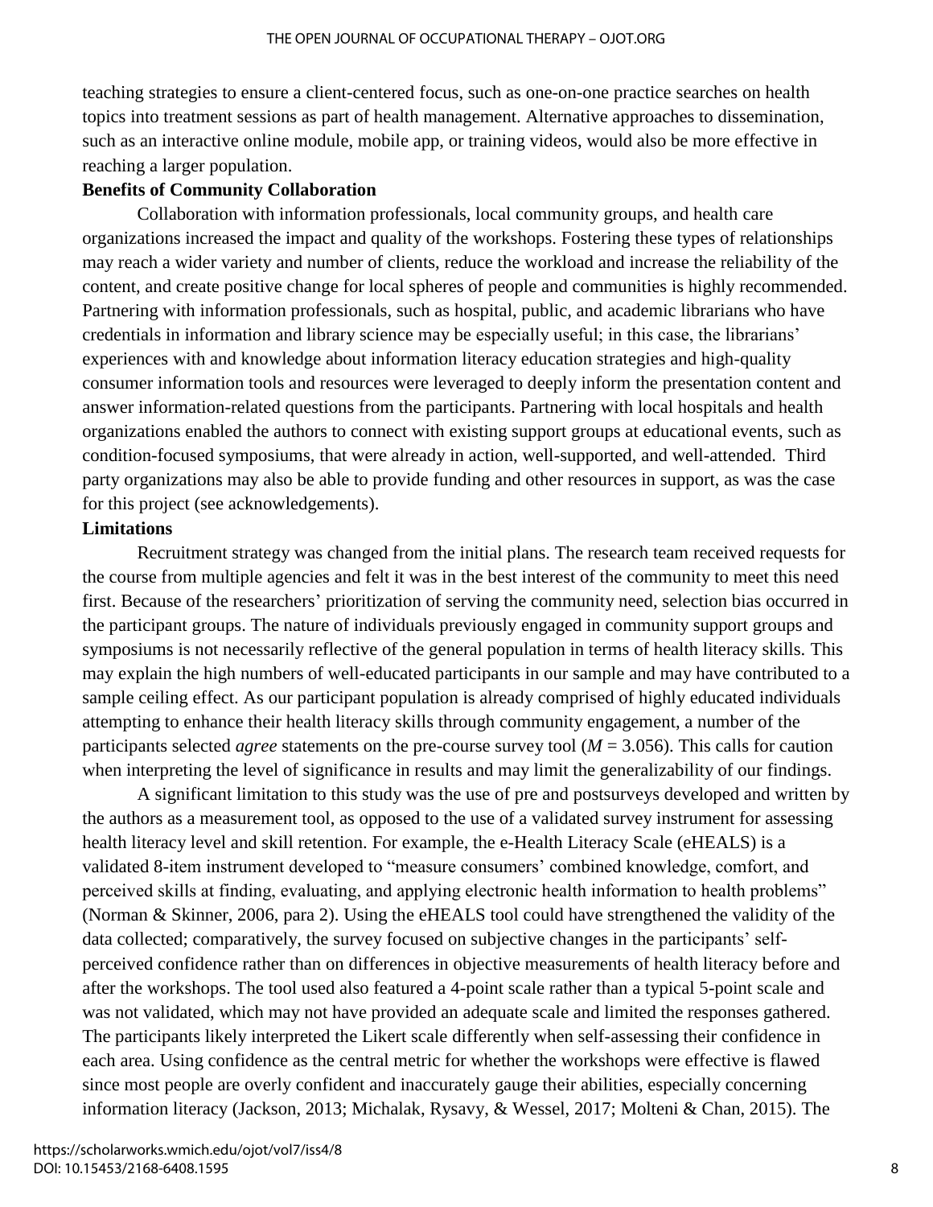teaching strategies to ensure a client-centered focus, such as one-on-one practice searches on health topics into treatment sessions as part of health management. Alternative approaches to dissemination, such as an interactive online module, mobile app, or training videos, would also be more effective in reaching a larger population.

**Benefits of Community Collaboration**

Collaboration with information professionals, local community groups, and health care organizations increased the impact and quality of the workshops. Fostering these types of relationships may reach a wider variety and number of clients, reduce the workload and increase the reliability of the content, and create positive change for local spheres of people and communities is highly recommended. Partnering with information professionals, such as hospital, public, and academic librarians who have credentials in information and library science may be especially useful; in this case, the librarians' experiences with and knowledge about information literacy education strategies and high-quality consumer information tools and resources were leveraged to deeply inform the presentation content and answer information-related questions from the participants. Partnering with local hospitals and health organizations enabled the authors to connect with existing support groups at educational events, such as condition-focused symposiums, that were already in action, well-supported, and well-attended. Third party organizations may also be able to provide funding and other resources in support, as was the case for this project (see acknowledgements).

**Limitations**

Recruitment strategy was changed from the initial plans. The research team received requests for the course from multiple agencies and felt it was in the best interest of the community to meet this need first. Because of the researchers' prioritization of serving the community need, selection bias occurred in the participant groups. The nature of individuals previously engaged in community support groups and symposiums is not necessarily reflective of the general population in terms of health literacy skills. This may explain the high numbers of well-educated participants in our sample and may have contributed to a sample ceiling effect. As our participant population is already comprised of highly educated individuals attempting to enhance their health literacy skills through community engagement, a number of the participants selected *agree* statements on the pre-course survey tool ($M$ = 3.056). This calls for caution when interpreting the level of significance in results and may limit the generalizability of our findings.

A significant limitation to this study was the use of pre and postsurveys developed and written by the authors as a measurement tool, as opposed to the use of a validated survey instrument for assessing health literacy level and skill retention. For example, the e-Health Literacy Scale (eHEALS) is a validated 8-item instrument developed to "measure consumers' combined knowledge, comfort, and perceived skills at finding, evaluating, and applying electronic health information to health problems" (Norman & Skinner, 2006, para 2). Using the eHEALS tool could have strengthened the validity of the data collected; comparatively, the survey focused on subjective changes in the participants' self-perceived confidence rather than on differences in objective measurements of health literacy before and after the workshops. The tool used also featured a 4-point scale rather than a typical 5-point scale and was not validated, which may not have provided an adequate scale and limited the responses gathered. The participants likely interpreted the Likert scale differently when self-assessing their confidence in each area. Using confidence as the central metric for whether the workshops were effective is flawed since most people are overly confident and inaccurately gauge their abilities, especially concerning information literacy (Jackson, 2013; Michalak, Rysavy, & Wessel, 2017; Molteni & Chan, 2015). The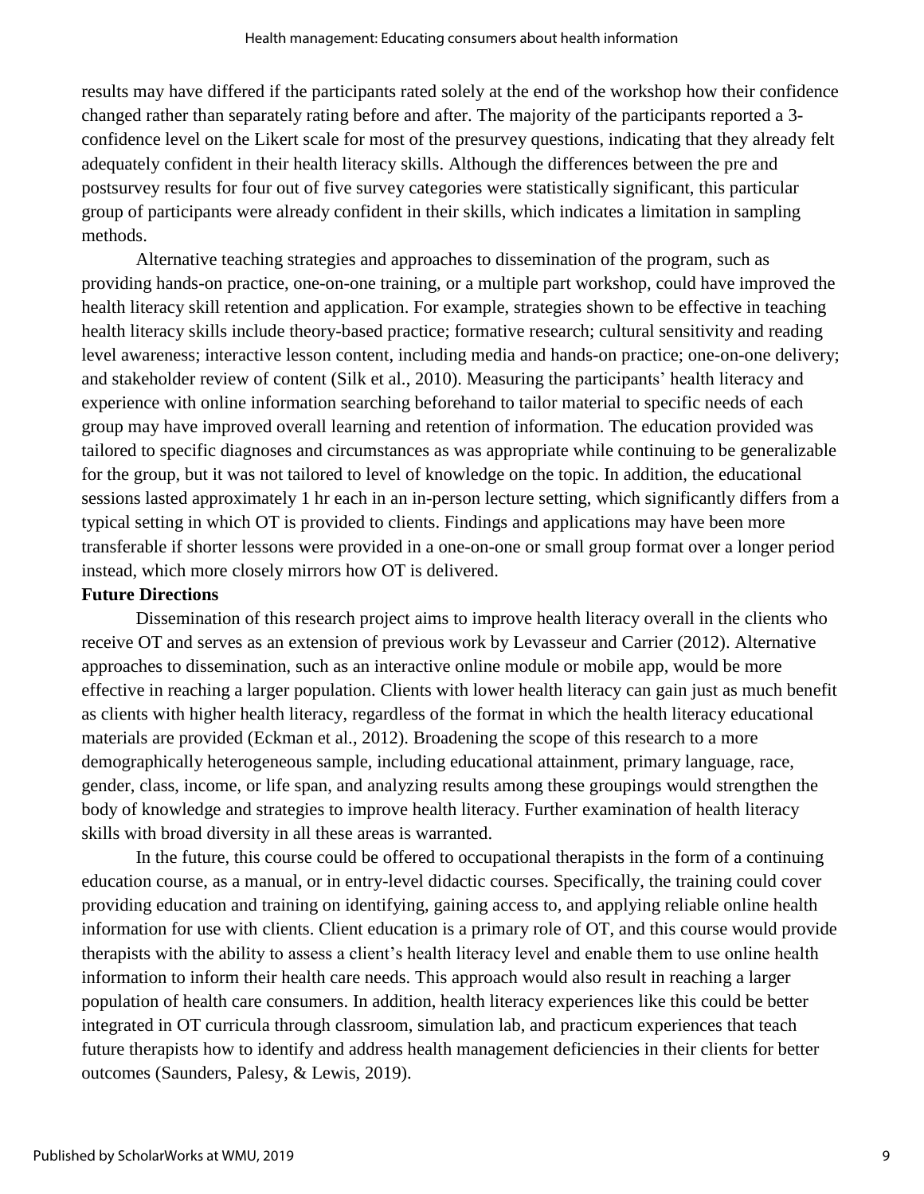results may have differed if the participants rated solely at the end of the workshop how their confidence changed rather than separately rating before and after. The majority of the participants reported a 3-confidence level on the Likert scale for most of the presurvey questions, indicating that they already felt adequately confident in their health literacy skills. Although the differences between the pre and postsurvey results for four out of five survey categories were statistically significant, this particular group of participants were already confident in their skills, which indicates a limitation in sampling methods.

Alternative teaching strategies and approaches to dissemination of the program, such as providing hands-on practice, one-on-one training, or a multiple part workshop, could have improved the health literacy skill retention and application. For example, strategies shown to be effective in teaching health literacy skills include theory-based practice; formative research; cultural sensitivity and reading level awareness; interactive lesson content, including media and hands-on practice; one-on-one delivery; and stakeholder review of content (Silk et al., 2010). Measuring the participants' health literacy and experience with online information searching beforehand to tailor material to specific needs of each group may have improved overall learning and retention of information. The education provided was tailored to specific diagnoses and circumstances as was appropriate while continuing to be generalizable for the group, but it was not tailored to level of knowledge on the topic. In addition, the educational sessions lasted approximately 1 hr each in an in-person lecture setting, which significantly differs from a typical setting in which OT is provided to clients. Findings and applications may have been more transferable if shorter lessons were provided in a one-on-one or small group format over a longer period instead, which more closely mirrors how OT is delivered.

**Future Directions**

Dissemination of this research project aims to improve health literacy overall in the clients who receive OT and serves as an extension of previous work by Levasseur and Carrier (2012). Alternative approaches to dissemination, such as an interactive online module or mobile app, would be more effective in reaching a larger population. Clients with lower health literacy can gain just as much benefit as clients with higher health literacy, regardless of the format in which the health literacy educational materials are provided (Eckman et al., 2012). Broadening the scope of this research to a more demographically heterogeneous sample, including educational attainment, primary language, race, gender, class, income, or life span, and analyzing results among these groupings would strengthen the body of knowledge and strategies to improve health literacy. Further examination of health literacy skills with broad diversity in all these areas is warranted.

In the future, this course could be offered to occupational therapists in the form of a continuing education course, as a manual, or in entry-level didactic courses. Specifically, the training could cover providing education and training on identifying, gaining access to, and applying reliable online health information for use with clients. Client education is a primary role of OT, and this course would provide therapists with the ability to assess a client's health literacy level and enable them to use online health information to inform their health care needs. This approach would also result in reaching a larger population of health care consumers. In addition, health literacy experiences like this could be better integrated in OT curricula through classroom, simulation lab, and practicum experiences that teach future therapists how to identify and address health management deficiencies in their clients for better outcomes (Saunders, Palesy, & Lewis, 2019).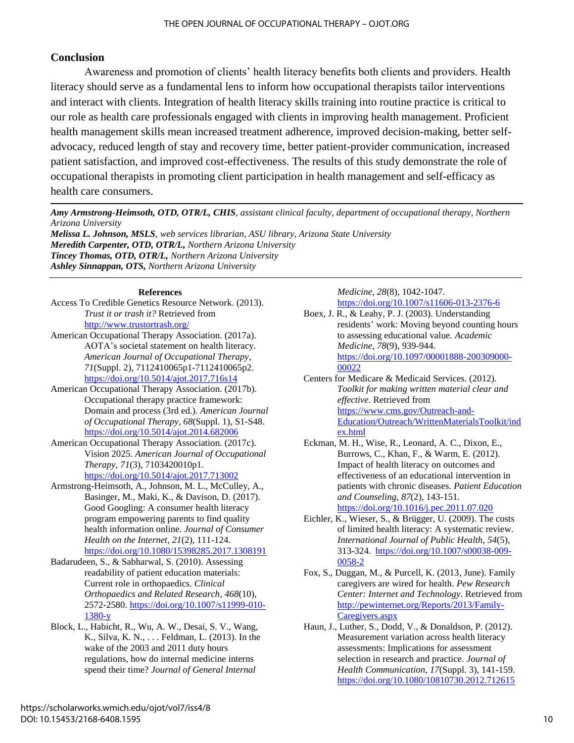## Conclusion

Awareness and promotion of clients' health literacy benefits both clients and providers. Health literacy should serve as a fundamental lens to inform how occupational therapists tailor interventions and interact with clients. Integration of health literacy skills training into routine practice is critical to our role as health care professionals engaged with clients in improving health management. Proficient health management skills mean increased treatment adherence, improved decision-making, better self-advocacy, reduced length of stay and recovery time, better patient-provider communication, increased patient satisfaction, and improved cost-effectiveness. The results of this study demonstrate the role of occupational therapists in promoting client participation in health management and self-efficacy as health care consumers.

---

***Amy Armstrong-Heimsoth, OTD, OTR/L, CHIS****, assistant clinical faculty, department of occupational therapy, Northern Arizona University*

***Melissa L. Johnson, MSLS****, web services librarian, ASU library, Arizona State University*

***Meredith Carpenter, OTD, OTR/L,*** *Northern Arizona University*

***Tincey Thomas, OTD, OTR/L,*** *Northern Arizona University*

***Ashley Sinnappan, OTS,*** *Northern Arizona University*

---

### References

Access To Credible Genetics Resource Network. (2013). *Trust it or trash it?* Retrieved from http://www.trustortrash.org/

American Occupational Therapy Association. (2017a). AOTA's societal statement on health literacy. *American Journal of Occupational Therapy*, *71*(Suppl. 2), 7112410065p1-7112410065p2. https://doi.org/10.5014/ajot.2017.716s14

American Occupational Therapy Association. (2017b). Occupational therapy practice framework: Domain and process (3rd ed.). *American Journal of Occupational Therapy*, *68*(Suppl. 1), S1-S48. https://doi.org/10.5014/ajot.2014.682006

American Occupational Therapy Association. (2017c). Vision 2025. *American Journal of Occupational Therapy*, *71*(3), 7103420010p1. https://doi.org/10.5014/ajot.2017.713002

Armstrong-Heimsoth, A., Johnson, M. L., McCulley, A., Basinger, M., Maki, K., & Davison, D. (2017). Good Googling: A consumer health literacy program empowering parents to find quality health information online. *Journal of Consumer Health on the Internet*, *21*(2), 111-124. https://doi.org/10.1080/15398285.2017.1308191

Badarudeen, S., & Sabharwal, S. (2010). Assessing readability of patient education materials: Current role in orthopaedics. *Clinical Orthopaedics and Related Research*, *468*(10), 2572-2580. https://doi.org/10.1007/s11999-010-1380-y

Block, L., Habicht, R., Wu, A. W., Desai, S. V., Wang, K., Silva, K. N., . . . Feldman, L. (2013). In the wake of the 2003 and 2011 duty hours regulations, how do internal medicine interns spend their time? *Journal of General Internal Medicine*, *28*(8), 1042-1047. https://doi.org/10.1007/s11606-013-2376-6

Boex, J. R., & Leahy, P. J. (2003). Understanding residents' work: Moving beyond counting hours to assessing educational value. *Academic Medicine*, *78*(9), 939-944. https://doi.org/10.1097/00001888-200309000-00022

Centers for Medicare & Medicaid Services. (2012). *Toolkit for making written material clear and effective*. Retrieved from https://www.cms.gov/Outreach-and-Education/Outreach/WrittenMaterialsToolkit/index.html

Eckman, M. H., Wise, R., Leonard, A. C., Dixon, E., Burrows, C., Khan, F., & Warm, E. (2012). Impact of health literacy on outcomes and effectiveness of an educational intervention in patients with chronic diseases. *Patient Education and Counseling*, *87*(2), 143-151. https://doi.org/10.1016/j.pec.2011.07.020

Eichler, K., Wieser, S., & Brügger, U. (2009). The costs of limited health literacy: A systematic review. *International Journal of Public Health*, *54*(5), 313-324. https://doi.org/10.1007/s00038-009-0058-2

Fox, S., Duggan, M., & Purcell, K. (2013, June). Family caregivers are wired for health. *Pew Research Center: Internet and Technology*. Retrieved from http://pewinternet.org/Reports/2013/Family-Caregivers.aspx

Haun, J., Luther, S., Dodd, V., & Donaldson, P. (2012). Measurement variation across health literacy assessments: Implications for assessment selection in research and practice. *Journal of Health Communication*, *17*(Suppl. 3), 141-159. https://doi.org/10.1080/10810730.2012.712615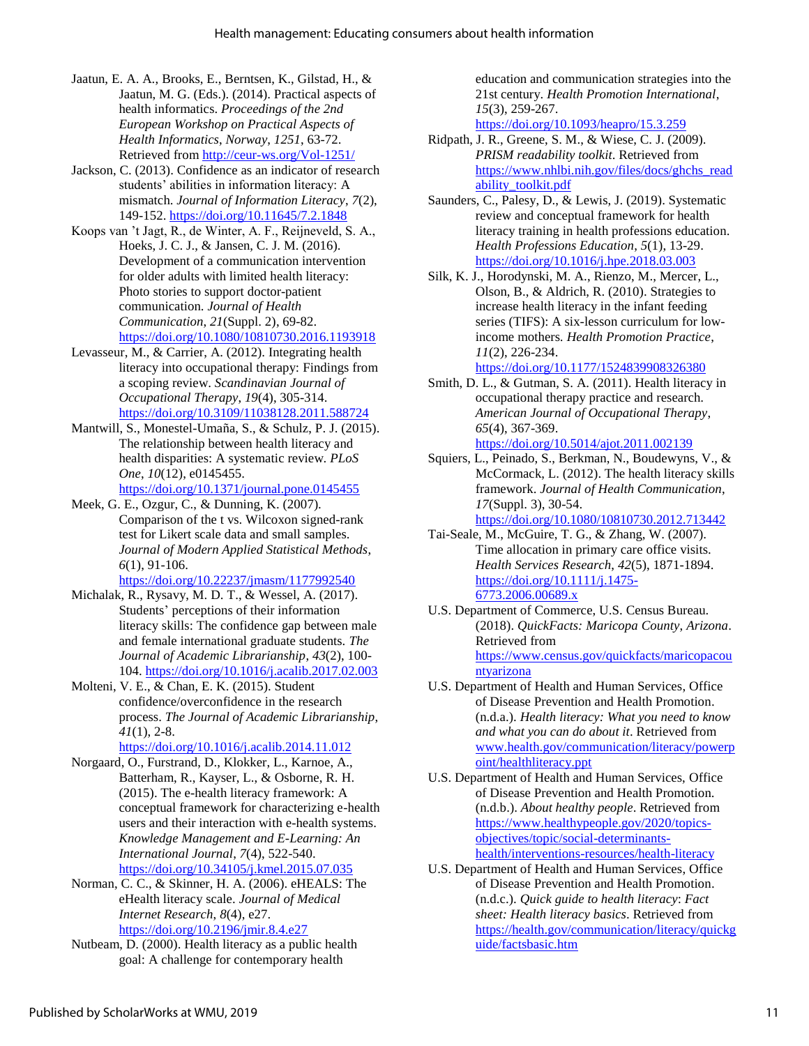Jaatun, E. A. A., Brooks, E., Berntsen, K., Gilstad, H., & Jaatun, M. G. (Eds.). (2014). Practical aspects of health informatics. *Proceedings of the 2nd European Workshop on Practical Aspects of Health Informatics, Norway*, *1251*, 63-72. Retrieved from http://ceur-ws.org/Vol-1251/

Jackson, C. (2013). Confidence as an indicator of research students' abilities in information literacy: A mismatch. *Journal of Information Literacy*, *7*(2), 149-152. https://doi.org/10.11645/7.2.1848

Koops van 't Jagt, R., de Winter, A. F., Reijneveld, S. A., Hoeks, J. C. J., & Jansen, C. J. M. (2016). Development of a communication intervention for older adults with limited health literacy: Photo stories to support doctor-patient communication. *Journal of Health Communication*, *21*(Suppl. 2), 69-82. https://doi.org/10.1080/10810730.2016.1193918

Levasseur, M., & Carrier, A. (2012). Integrating health literacy into occupational therapy: Findings from a scoping review. *Scandinavian Journal of Occupational Therapy*, *19*(4), 305-314. https://doi.org/10.3109/11038128.2011.588724

Mantwill, S., Monestel-Umaña, S., & Schulz, P. J. (2015). The relationship between health literacy and health disparities: A systematic review. *PLoS One*, *10*(12), e0145455. https://doi.org/10.1371/journal.pone.0145455

Meek, G. E., Ozgur, C., & Dunning, K. (2007). Comparison of the t vs. Wilcoxon signed-rank test for Likert scale data and small samples. *Journal of Modern Applied Statistical Methods*, *6*(1), 91-106. https://doi.org/10.22237/jmasm/1177992540

Michalak, R., Rysavy, M. D. T., & Wessel, A. (2017). Students' perceptions of their information literacy skills: The confidence gap between male and female international graduate students. *The Journal of Academic Librarianship*, *43*(2), 100-104. https://doi.org/10.1016/j.acalib.2017.02.003

Molteni, V. E., & Chan, E. K. (2015). Student confidence/overconfidence in the research process. *The Journal of Academic Librarianship*, *41*(1), 2-8. https://doi.org/10.1016/j.acalib.2014.11.012

Norgaard, O., Furstrand, D., Klokker, L., Karnoe, A., Batterham, R., Kayser, L., & Osborne, R. H. (2015). The e-health literacy framework: A conceptual framework for characterizing e-health users and their interaction with e-health systems. *Knowledge Management and E-Learning: An International Journal*, *7*(4), 522-540. https://doi.org/10.34105/j.kmel.2015.07.035

Norman, C. C., & Skinner, H. A. (2006). eHEALS: The eHealth literacy scale. *Journal of Medical Internet Research*, *8*(4), e27. https://doi.org/10.2196/jmir.8.4.e27

Nutbeam, D. (2000). Health literacy as a public health goal: A challenge for contemporary health education and communication strategies into the 21st century. *Health Promotion International*, *15*(3), 259-267. https://doi.org/10.1093/heapro/15.3.259

Ridpath, J. R., Greene, S. M., & Wiese, C. J. (2009). *PRISM readability toolkit*. Retrieved from https://www.nhlbi.nih.gov/files/docs/ghchs_readability_toolkit.pdf

Saunders, C., Palesy, D., & Lewis, J. (2019). Systematic review and conceptual framework for health literacy training in health professions education. *Health Professions Education*, *5*(1), 13-29. https://doi.org/10.1016/j.hpe.2018.03.003

Silk, K. J., Horodynski, M. A., Rienzo, M., Mercer, L., Olson, B., & Aldrich, R. (2010). Strategies to increase health literacy in the infant feeding series (TIFS): A six-lesson curriculum for low-income mothers. *Health Promotion Practice*, *11*(2), 226-234. https://doi.org/10.1177/1524839908326380

Smith, D. L., & Gutman, S. A. (2011). Health literacy in occupational therapy practice and research. *American Journal of Occupational Therapy*, *65*(4), 367-369. https://doi.org/10.5014/ajot.2011.002139

Squiers, L., Peinado, S., Berkman, N., Boudewyns, V., & McCormack, L. (2012). The health literacy skills framework. *Journal of Health Communication*, *17*(Suppl. 3), 30-54. https://doi.org/10.1080/10810730.2012.713442

Tai-Seale, M., McGuire, T. G., & Zhang, W. (2007). Time allocation in primary care office visits. *Health Services Research*, *42*(5), 1871-1894. https://doi.org/10.1111/j.1475-6773.2006.00689.x

U.S. Department of Commerce, U.S. Census Bureau. (2018). *QuickFacts: Maricopa County, Arizona*. Retrieved from https://www.census.gov/quickfacts/maricopacountyarizona

U.S. Department of Health and Human Services, Office of Disease Prevention and Health Promotion. (n.d.a.). *Health literacy: What you need to know and what you can do about it*. Retrieved from www.health.gov/communication/literacy/powerpoint/healthliteracy.ppt

U.S. Department of Health and Human Services, Office of Disease Prevention and Health Promotion. (n.d.b.). *About healthy people*. Retrieved from https://www.healthypeople.gov/2020/topics-objectives/topic/social-determinants-health/interventions-resources/health-literacy

U.S. Department of Health and Human Services, Office of Disease Prevention and Health Promotion. (n.d.c.). *Quick guide to health literacy*: *Fact sheet: Health literacy basics*. Retrieved from https://health.gov/communication/literacy/quickguide/factsbasic.htm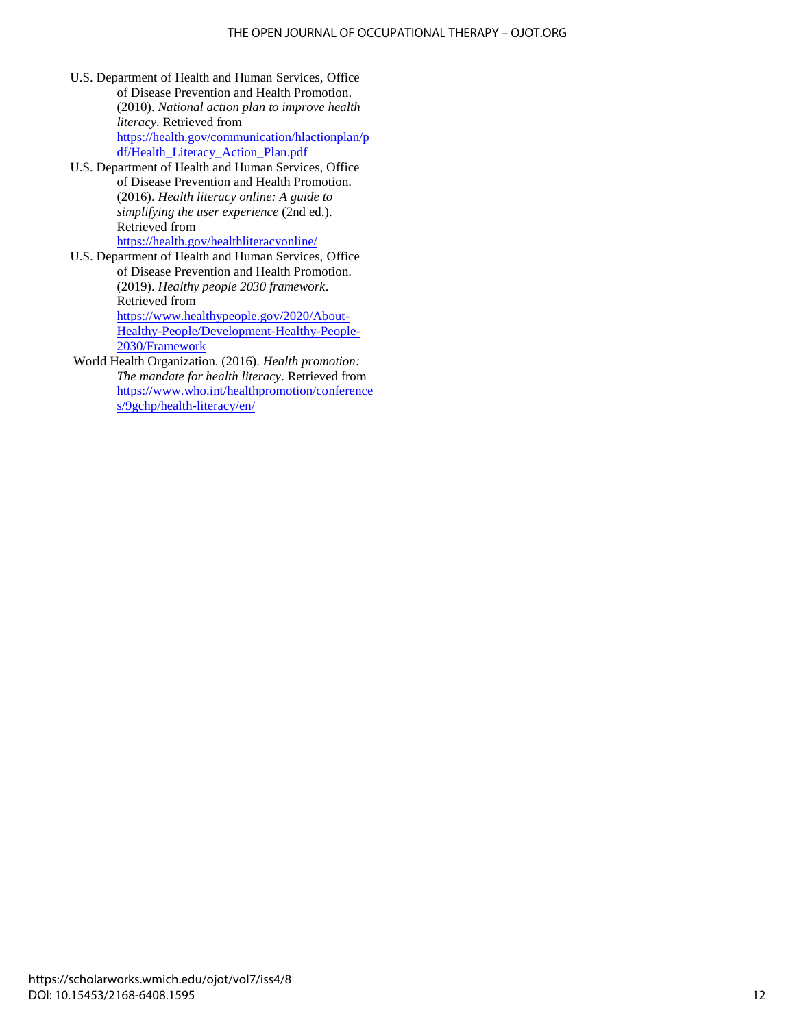U.S. Department of Health and Human Services, Office of Disease Prevention and Health Promotion. (2010). *National action plan to improve health literacy*. Retrieved from https://health.gov/communication/hlactionplan/pdf/Health_Literacy_Action_Plan.pdf

U.S. Department of Health and Human Services, Office of Disease Prevention and Health Promotion. (2016). *Health literacy online: A guide to simplifying the user experience* (2nd ed.). Retrieved from https://health.gov/healthliteracyonline/

U.S. Department of Health and Human Services, Office of Disease Prevention and Health Promotion. (2019). *Healthy people 2030 framework*. Retrieved from https://www.healthypeople.gov/2020/About-Healthy-People/Development-Healthy-People-2030/Framework

World Health Organization. (2016). *Health promotion: The mandate for health literacy*. Retrieved from https://www.who.int/healthpromotion/conferences/9gchp/health-literacy/en/